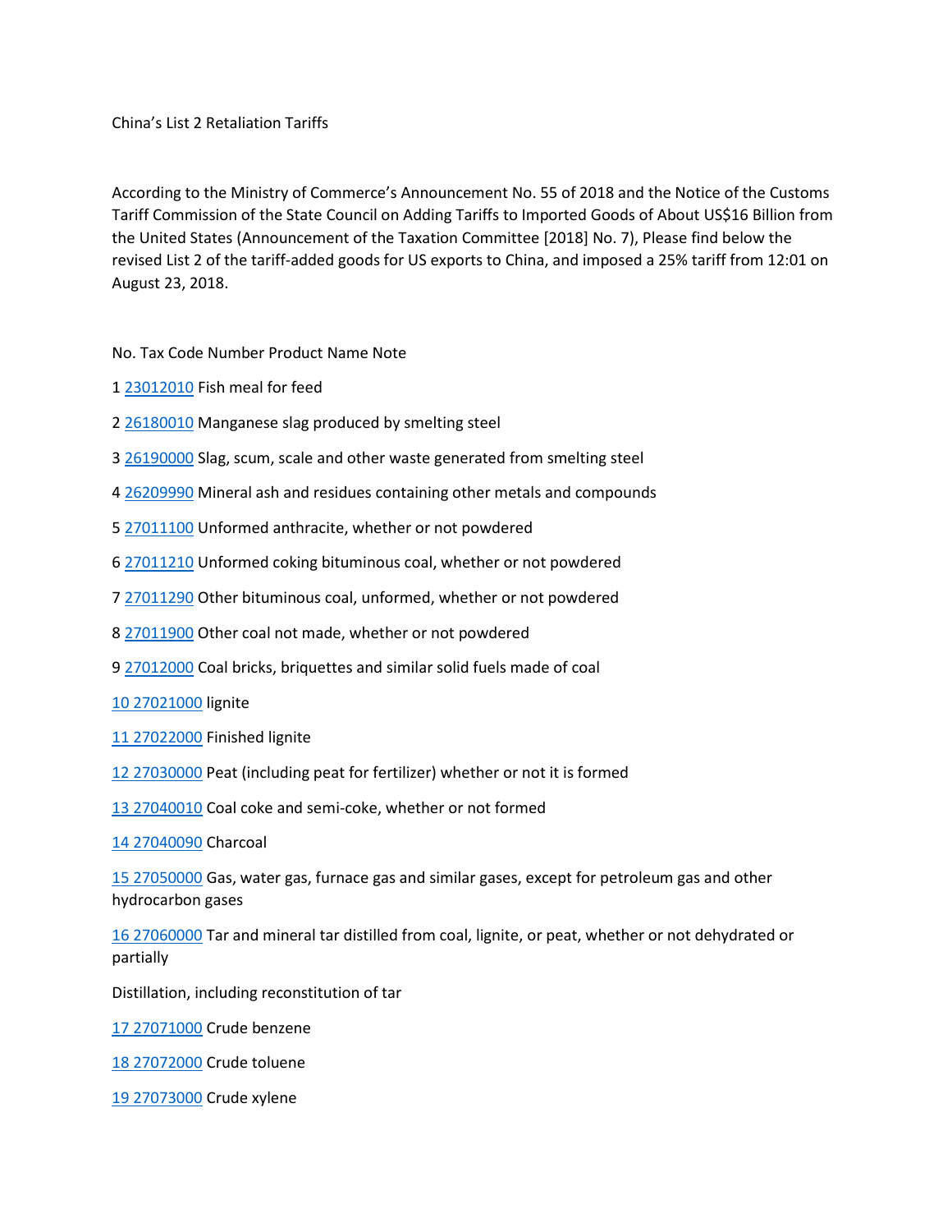China's List 2 Retaliation Tariffs

According to the Ministry of Commerce's Announcement No. 55 of 2018 and the Notice of the Customs Tariff Commission of the State Council on Adding Tariffs to Imported Goods of About US$16 Billion from the United States (Announcement of the Taxation Committee [2018] No. 7), Please find below the revised List 2 of the tariff-added goods for US exports to China, and imposed a 25% tariff from 12:01 on August 23, 2018.

No. Tax Code Number Product Name Note

1 23012010 Fish meal for feed

2 26180010 Manganese slag produced by smelting steel

3 26190000 Slag, scum, scale and other waste generated from smelting steel

4 26209990 Mineral ash and residues containing other metals and compounds

5 27011100 Unformed anthracite, whether or not powdered

6 27011210 Unformed coking bituminous coal, whether or not powdered

7 27011290 Other bituminous coal, unformed, whether or not powdered

8 27011900 Other coal not made, whether or not powdered

9 27012000 Coal bricks, briquettes and similar solid fuels made of coal

10 27021000 lignite

11 27022000 Finished lignite

12 27030000 Peat (including peat for fertilizer) whether or not it is formed

13 27040010 Coal coke and semi-coke, whether or not formed

14 27040090 Charcoal

15 27050000 Gas, water gas, furnace gas and similar gases, except for petroleum gas and other hydrocarbon gases

16 27060000 Tar and mineral tar distilled from coal, lignite, or peat, whether or not dehydrated or partially

Distillation, including reconstitution of tar

17 27071000 Crude benzene

18 27072000 Crude toluene

19 27073000 Crude xylene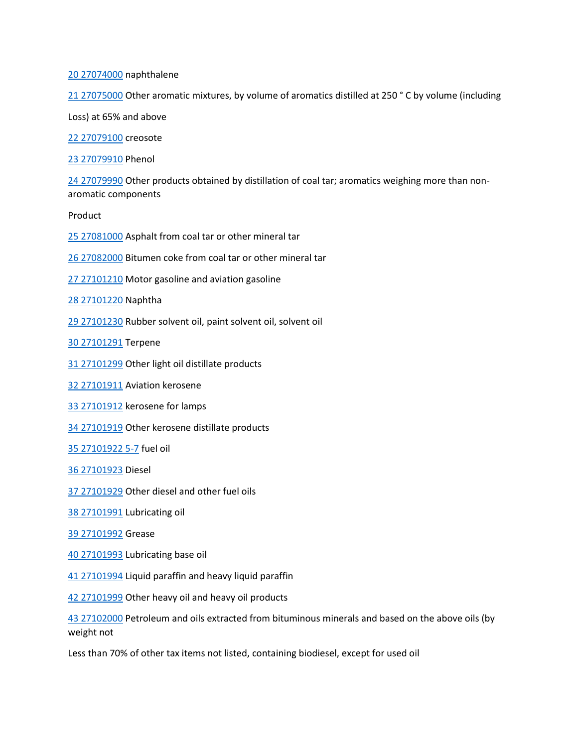20 27074000 naphthalene

21 27075000 Other aromatic mixtures, by volume of aromatics distilled at 250 ° C by volume (including

Loss) at 65% and above

22 27079100 creosote

23 27079910 Phenol

24 27079990 Other products obtained by distillation of coal tar; aromatics weighing more than non-aromatic components

Product

25 27081000 Asphalt from coal tar or other mineral tar

26 27082000 Bitumen coke from coal tar or other mineral tar

27 27101210 Motor gasoline and aviation gasoline

28 27101220 Naphtha

29 27101230 Rubber solvent oil, paint solvent oil, solvent oil

30 27101291 Terpene

31 27101299 Other light oil distillate products

32 27101911 Aviation kerosene

33 27101912 kerosene for lamps

34 27101919 Other kerosene distillate products

35 27101922 5-7 fuel oil

36 27101923 Diesel

37 27101929 Other diesel and other fuel oils

38 27101991 Lubricating oil

39 27101992 Grease

40 27101993 Lubricating base oil

41 27101994 Liquid paraffin and heavy liquid paraffin

42 27101999 Other heavy oil and heavy oil products

43 27102000 Petroleum and oils extracted from bituminous minerals and based on the above oils (by weight not

Less than 70% of other tax items not listed, containing biodiesel, except for used oil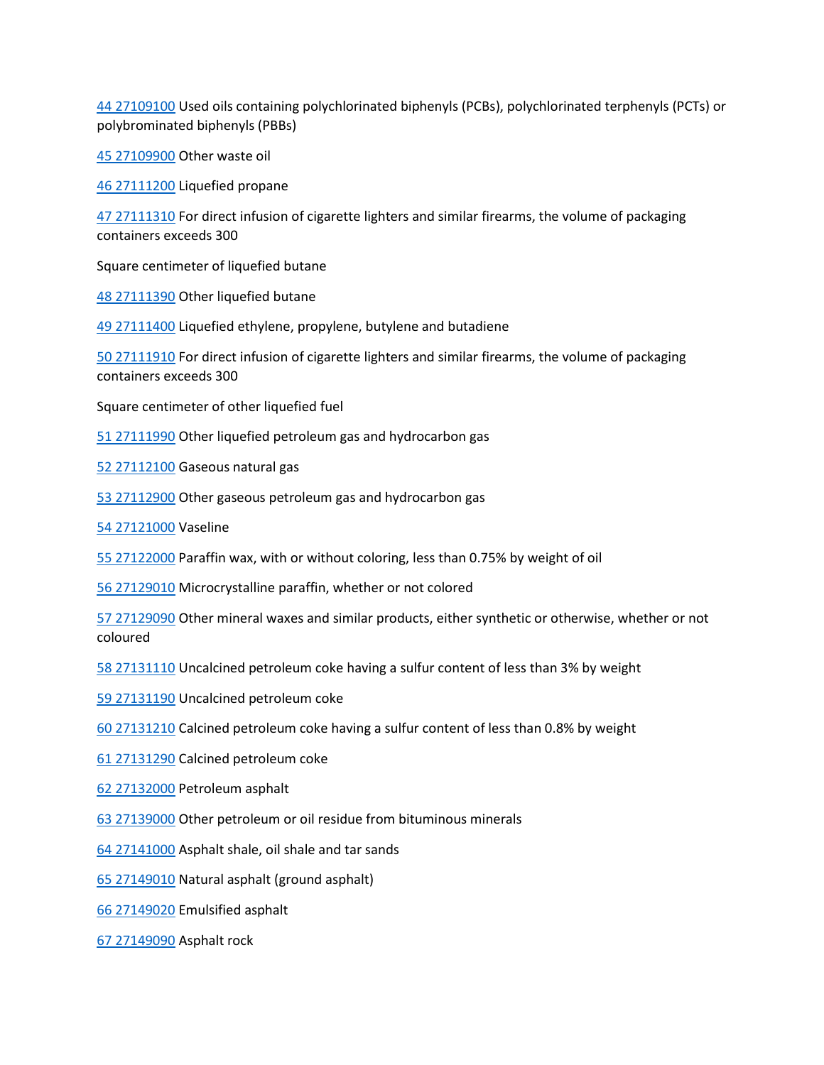44 27109100 Used oils containing polychlorinated biphenyls (PCBs), polychlorinated terphenyls (PCTs) or polybrominated biphenyls (PBBs)

45 27109900 Other waste oil

46 27111200 Liquefied propane

47 27111310 For direct infusion of cigarette lighters and similar firearms, the volume of packaging containers exceeds 300

Square centimeter of liquefied butane

48 27111390 Other liquefied butane

49 27111400 Liquefied ethylene, propylene, butylene and butadiene

50 27111910 For direct infusion of cigarette lighters and similar firearms, the volume of packaging containers exceeds 300

Square centimeter of other liquefied fuel

51 27111990 Other liquefied petroleum gas and hydrocarbon gas

52 27112100 Gaseous natural gas

53 27112900 Other gaseous petroleum gas and hydrocarbon gas

54 27121000 Vaseline

55 27122000 Paraffin wax, with or without coloring, less than 0.75% by weight of oil

56 27129010 Microcrystalline paraffin, whether or not colored

57 27129090 Other mineral waxes and similar products, either synthetic or otherwise, whether or not coloured

58 27131110 Uncalcined petroleum coke having a sulfur content of less than 3% by weight

59 27131190 Uncalcined petroleum coke

60 27131210 Calcined petroleum coke having a sulfur content of less than 0.8% by weight

61 27131290 Calcined petroleum coke

62 27132000 Petroleum asphalt

63 27139000 Other petroleum or oil residue from bituminous minerals

64 27141000 Asphalt shale, oil shale and tar sands

65 27149010 Natural asphalt (ground asphalt)

66 27149020 Emulsified asphalt

67 27149090 Asphalt rock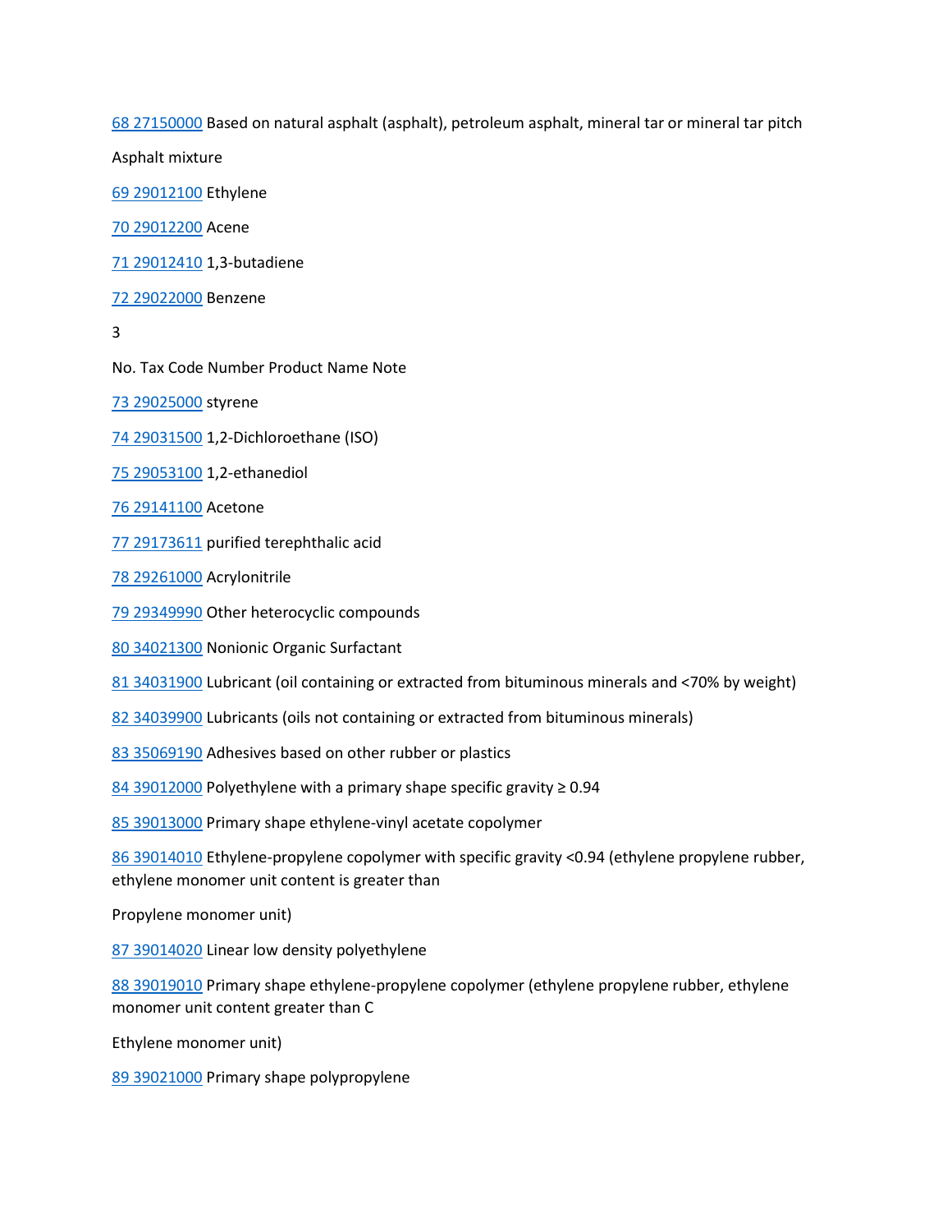68 27150000 Based on natural asphalt (asphalt), petroleum asphalt, mineral tar or mineral tar pitch

Asphalt mixture

69 29012100 Ethylene

70 29012200 Acene

71 29012410 1,3-butadiene

72 29022000 Benzene

No. Tax Code Number Product Name Note

73 29025000 styrene

74 29031500 1,2-Dichloroethane (ISO)

75 29053100 1,2-ethanediol

76 29141100 Acetone

77 29173611 purified terephthalic acid

78 29261000 Acrylonitrile

79 29349990 Other heterocyclic compounds

80 34021300 Nonionic Organic Surfactant

81 34031900 Lubricant (oil containing or extracted from bituminous minerals and <70% by weight)

82 34039900 Lubricants (oils not containing or extracted from bituminous minerals)

83 35069190 Adhesives based on other rubber or plastics

84 39012000 Polyethylene with a primary shape specific gravity ≥ 0.94

85 39013000 Primary shape ethylene-vinyl acetate copolymer

86 39014010 Ethylene-propylene copolymer with specific gravity <0.94 (ethylene propylene rubber, ethylene monomer unit content is greater than

Propylene monomer unit)

87 39014020 Linear low density polyethylene

88 39019010 Primary shape ethylene-propylene copolymer (ethylene propylene rubber, ethylene monomer unit content greater than C

Ethylene monomer unit)

89 39021000 Primary shape polypropylene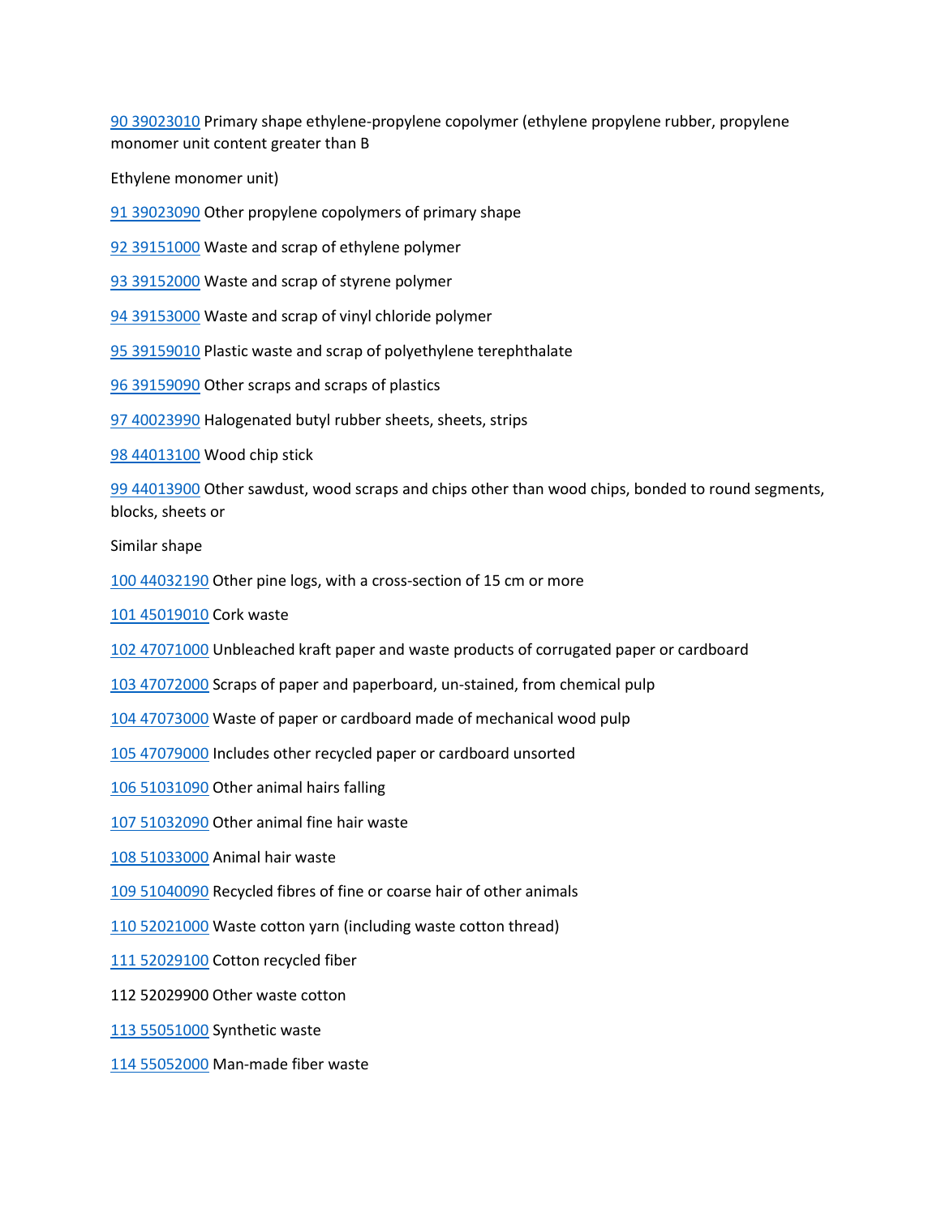[90 39023010](#) Primary shape ethylene-propylene copolymer (ethylene propylene rubber, propylene monomer unit content greater than B

Ethylene monomer unit)

[91 39023090](#) Other propylene copolymers of primary shape

[92 39151000](#) Waste and scrap of ethylene polymer

[93 39152000](#) Waste and scrap of styrene polymer

[94 39153000](#) Waste and scrap of vinyl chloride polymer

[95 39159010](#) Plastic waste and scrap of polyethylene terephthalate

[96 39159090](#) Other scraps and scraps of plastics

[97 40023990](#) Halogenated butyl rubber sheets, sheets, strips

[98 44013100](#) Wood chip stick

[99 44013900](#) Other sawdust, wood scraps and chips other than wood chips, bonded to round segments, blocks, sheets or

Similar shape

[100 44032190](#) Other pine logs, with a cross-section of 15 cm or more

[101 45019010](#) Cork waste

[102 47071000](#) Unbleached kraft paper and waste products of corrugated paper or cardboard

[103 47072000](#) Scraps of paper and paperboard, un-stained, from chemical pulp

[104 47073000](#) Waste of paper or cardboard made of mechanical wood pulp

[105 47079000](#) Includes other recycled paper or cardboard unsorted

[106 51031090](#) Other animal hairs falling

[107 51032090](#) Other animal fine hair waste

[108 51033000](#) Animal hair waste

[109 51040090](#) Recycled fibres of fine or coarse hair of other animals

[110 52021000](#) Waste cotton yarn (including waste cotton thread)

[111 52029100](#) Cotton recycled fiber

112 52029900 Other waste cotton

[113 55051000](#) Synthetic waste

[114 55052000](#) Man-made fiber waste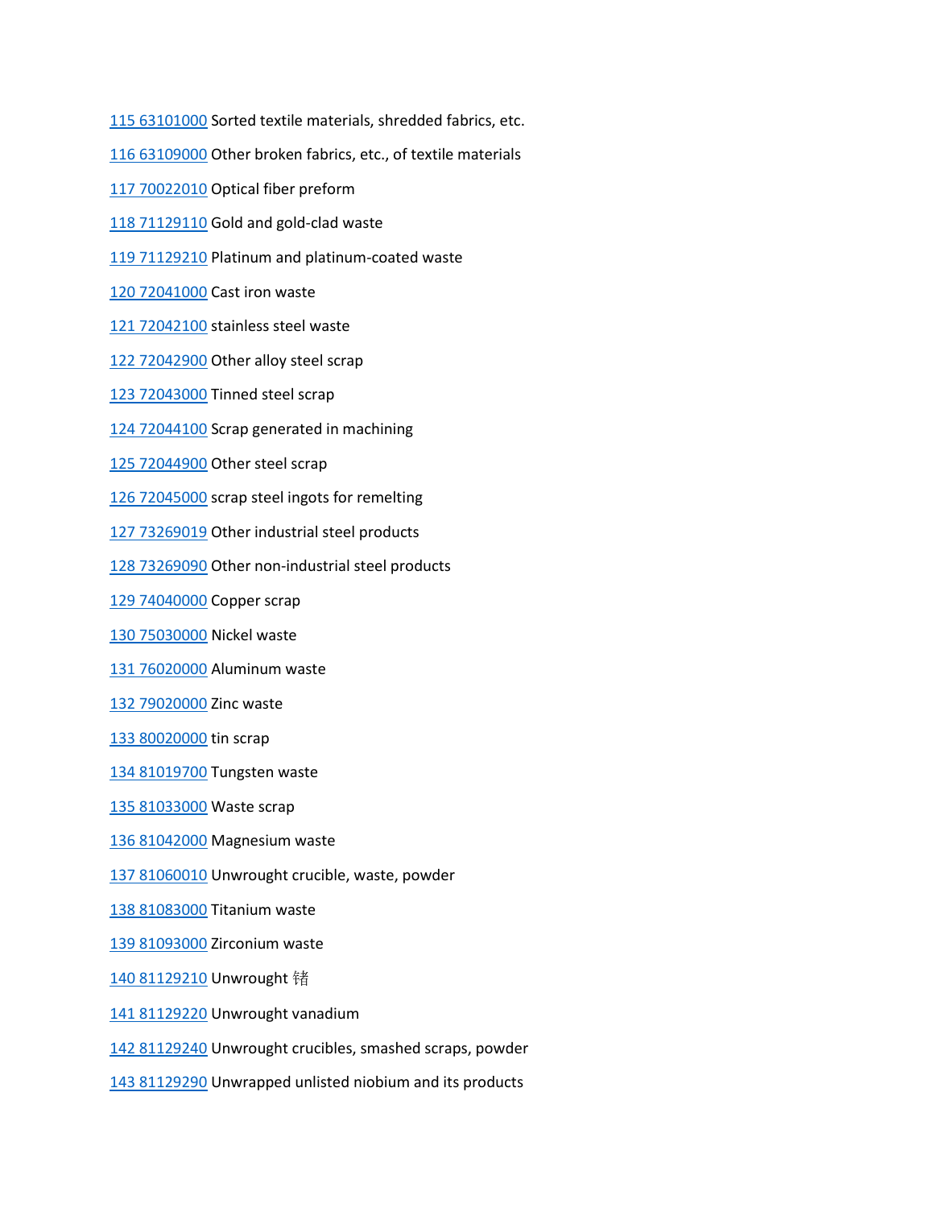[115 63101000](#) Sorted textile materials, shredded fabrics, etc.

[116 63109000](#) Other broken fabrics, etc., of textile materials

[117 70022010](#) Optical fiber preform

[118 71129110](#) Gold and gold-clad waste

[119 71129210](#) Platinum and platinum-coated waste

[120 72041000](#) Cast iron waste

[121 72042100](#) stainless steel waste

[122 72042900](#) Other alloy steel scrap

[123 72043000](#) Tinned steel scrap

[124 72044100](#) Scrap generated in machining

[125 72044900](#) Other steel scrap

[126 72045000](#) scrap steel ingots for remelting

[127 73269019](#) Other industrial steel products

[128 73269090](#) Other non-industrial steel products

[129 74040000](#) Copper scrap

[130 75030000](#) Nickel waste

[131 76020000](#) Aluminum waste

[132 79020000](#) Zinc waste

[133 80020000](#) tin scrap

[134 81019700](#) Tungsten waste

[135 81033000](#) Waste scrap

[136 81042000](#) Magnesium waste

[137 81060010](#) Unwrought crucible, waste, powder

[138 81083000](#) Titanium waste

[139 81093000](#) Zirconium waste

[140 81129210](#) Unwrought 锗

[141 81129220](#) Unwrought vanadium

[142 81129240](#) Unwrought crucibles, smashed scraps, powder

[143 81129290](#) Unwrapped unlisted niobium and its products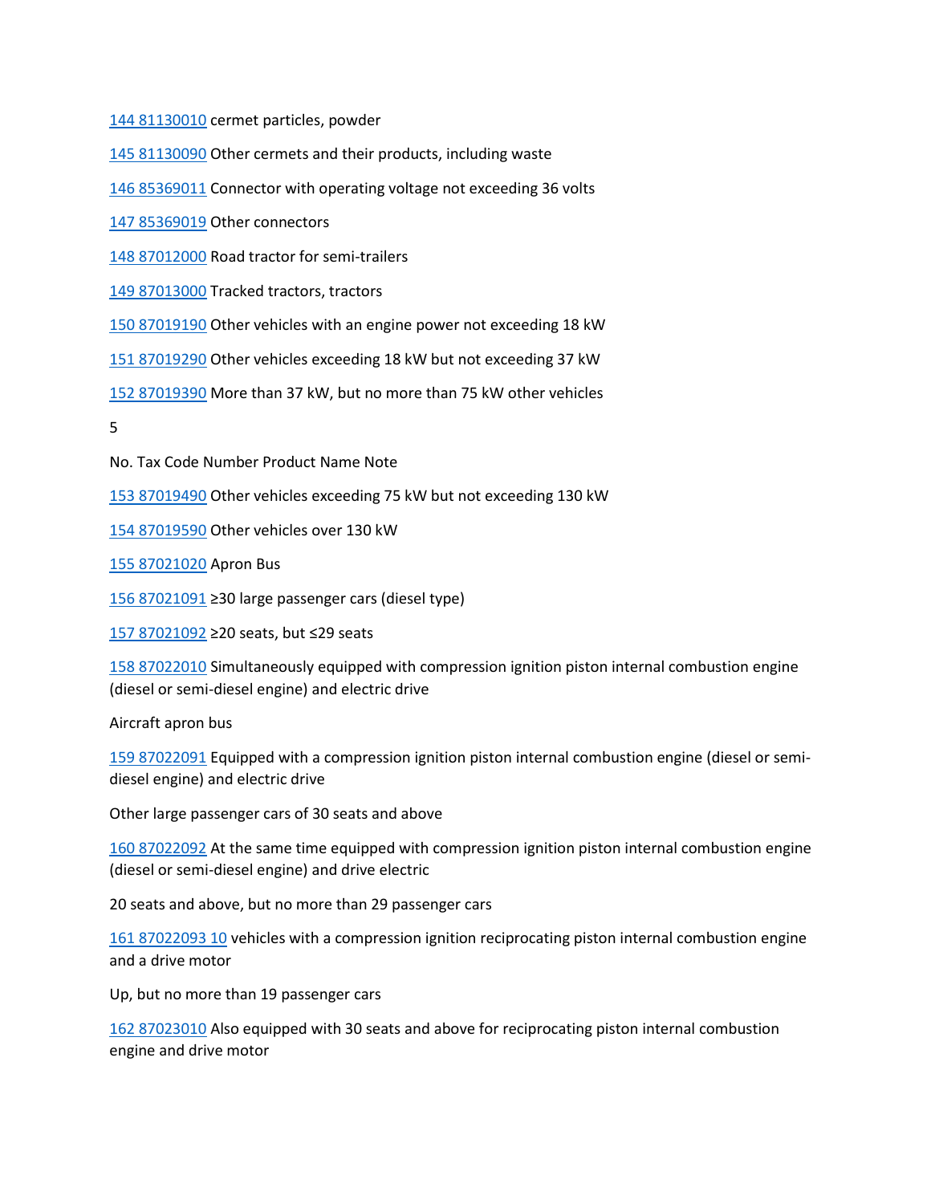144 81130010 cermet particles, powder

145 81130090 Other cermets and their products, including waste

146 85369011 Connector with operating voltage not exceeding 36 volts

147 85369019 Other connectors

148 87012000 Road tractor for semi-trailers

149 87013000 Tracked tractors, tractors

150 87019190 Other vehicles with an engine power not exceeding 18 kW

151 87019290 Other vehicles exceeding 18 kW but not exceeding 37 kW

152 87019390 More than 37 kW, but no more than 75 kW other vehicles

5

No. Tax Code Number Product Name Note

153 87019490 Other vehicles exceeding 75 kW but not exceeding 130 kW

154 87019590 Other vehicles over 130 kW

155 87021020 Apron Bus

156 87021091 ≥30 large passenger cars (diesel type)

157 87021092 ≥20 seats, but ≤29 seats

158 87022010 Simultaneously equipped with compression ignition piston internal combustion engine (diesel or semi-diesel engine) and electric drive

Aircraft apron bus

159 87022091 Equipped with a compression ignition piston internal combustion engine (diesel or semi-diesel engine) and electric drive

Other large passenger cars of 30 seats and above

160 87022092 At the same time equipped with compression ignition piston internal combustion engine (diesel or semi-diesel engine) and drive electric

20 seats and above, but no more than 29 passenger cars

161 87022093 10 vehicles with a compression ignition reciprocating piston internal combustion engine and a drive motor

Up, but no more than 19 passenger cars

162 87023010 Also equipped with 30 seats and above for reciprocating piston internal combustion engine and drive motor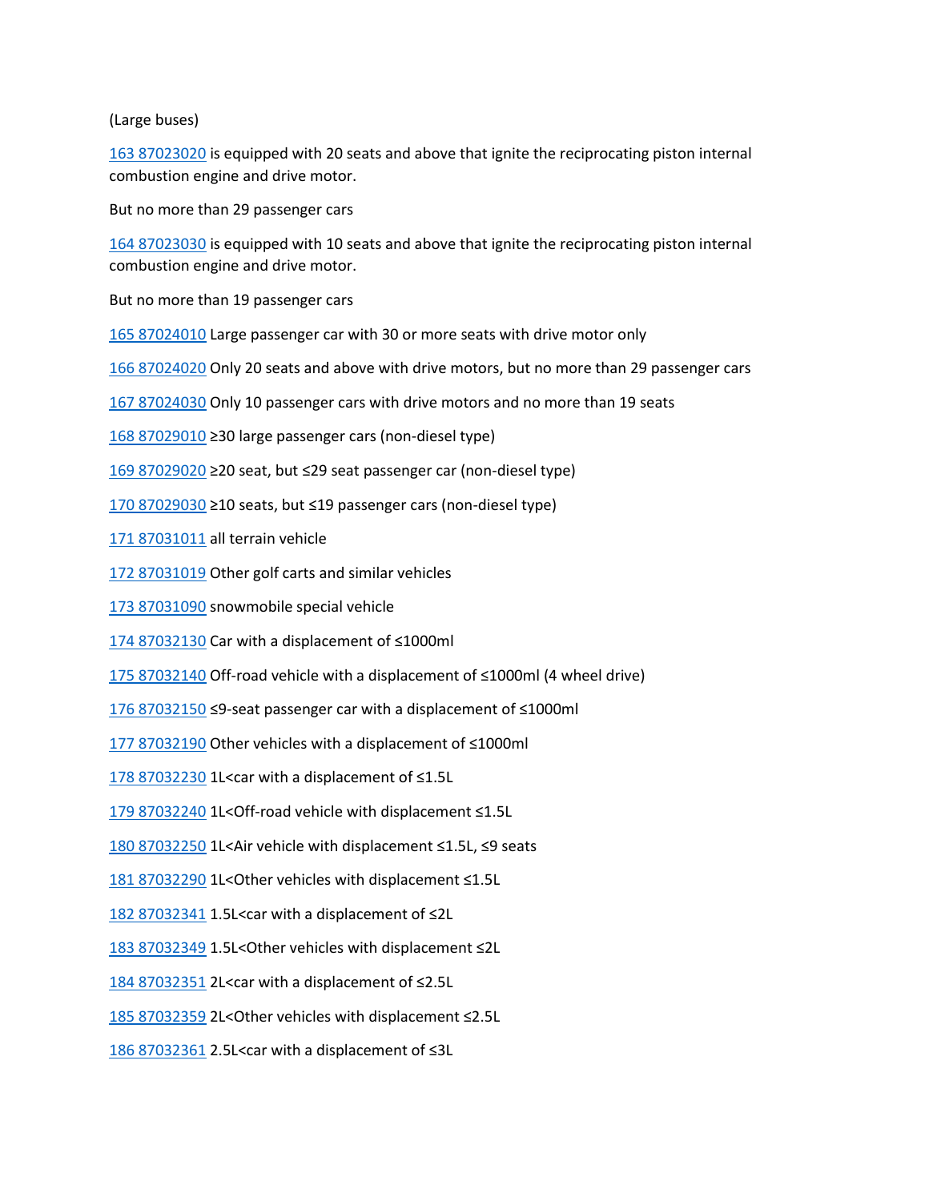(Large buses)

163 87023020 is equipped with 20 seats and above that ignite the reciprocating piston internal combustion engine and drive motor.

But no more than 29 passenger cars

164 87023030 is equipped with 10 seats and above that ignite the reciprocating piston internal combustion engine and drive motor.

But no more than 19 passenger cars

165 87024010 Large passenger car with 30 or more seats with drive motor only

166 87024020 Only 20 seats and above with drive motors, but no more than 29 passenger cars

167 87024030 Only 10 passenger cars with drive motors and no more than 19 seats

168 87029010 ≥30 large passenger cars (non-diesel type)

169 87029020 ≥20 seat, but ≤29 seat passenger car (non-diesel type)

170 87029030 ≥10 seats, but ≤19 passenger cars (non-diesel type)

171 87031011 all terrain vehicle

172 87031019 Other golf carts and similar vehicles

173 87031090 snowmobile special vehicle

174 87032130 Car with a displacement of ≤1000ml

175 87032140 Off-road vehicle with a displacement of ≤1000ml (4 wheel drive)

176 87032150 ≤9-seat passenger car with a displacement of ≤1000ml

177 87032190 Other vehicles with a displacement of ≤1000ml

178 87032230 1L<car with a displacement of ≤1.5L

179 87032240 1L<Off-road vehicle with displacement ≤1.5L

180 87032250 1L<Air vehicle with displacement ≤1.5L, ≤9 seats

181 87032290 1L<Other vehicles with displacement ≤1.5L

182 87032341 1.5L<car with a displacement of ≤2L

183 87032349 1.5L<Other vehicles with displacement ≤2L

184 87032351 2L<car with a displacement of ≤2.5L

185 87032359 2L<Other vehicles with displacement ≤2.5L

186 87032361 2.5L<car with a displacement of ≤3L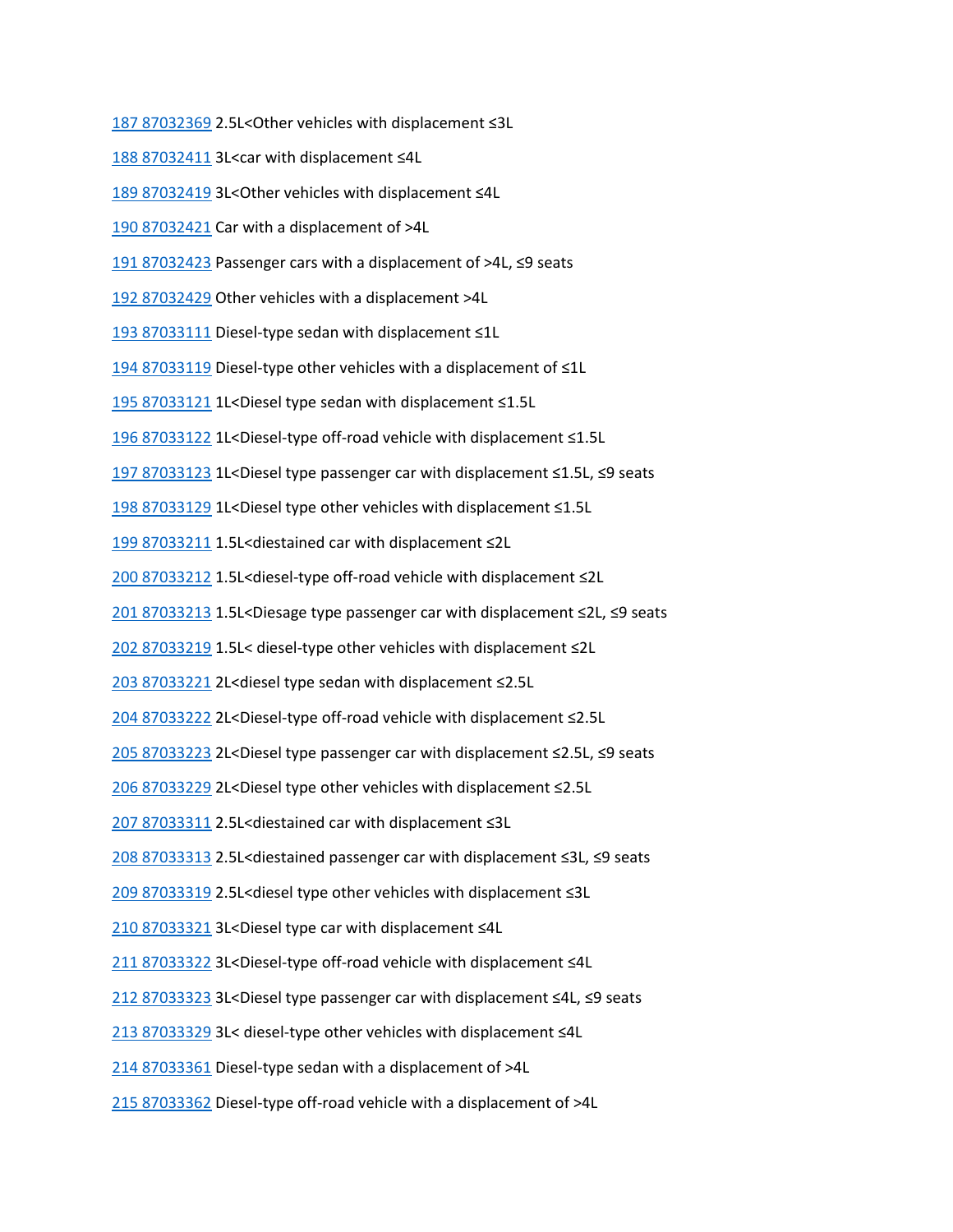[187 87032369](#) 2.5L<Other vehicles with displacement ≤3L

[188 87032411](#) 3L<car with displacement ≤4L

[189 87032419](#) 3L<Other vehicles with displacement ≤4L

[190 87032421](#) Car with a displacement of >4L

[191 87032423](#) Passenger cars with a displacement of >4L, ≤9 seats

[192 87032429](#) Other vehicles with a displacement >4L

[193 87033111](#) Diesel-type sedan with displacement ≤1L

[194 87033119](#) Diesel-type other vehicles with a displacement of ≤1L

[195 87033121](#) 1L<Diesel type sedan with displacement ≤1.5L

[196 87033122](#) 1L<Diesel-type off-road vehicle with displacement ≤1.5L

[197 87033123](#) 1L<Diesel type passenger car with displacement ≤1.5L, ≤9 seats

[198 87033129](#) 1L<Diesel type other vehicles with displacement ≤1.5L

[199 87033211](#) 1.5L<diestained car with displacement ≤2L

[200 87033212](#) 1.5L<diesel-type off-road vehicle with displacement ≤2L

[201 87033213](#) 1.5L<Diesage type passenger car with displacement ≤2L, ≤9 seats

[202 87033219](#) 1.5L< diesel-type other vehicles with displacement ≤2L

[203 87033221](#) 2L<diesel type sedan with displacement ≤2.5L

[204 87033222](#) 2L<Diesel-type off-road vehicle with displacement ≤2.5L

[205 87033223](#) 2L<Diesel type passenger car with displacement ≤2.5L, ≤9 seats

[206 87033229](#) 2L<Diesel type other vehicles with displacement ≤2.5L

[207 87033311](#) 2.5L<diestained car with displacement ≤3L

[208 87033313](#) 2.5L<diestained passenger car with displacement ≤3L, ≤9 seats

[209 87033319](#) 2.5L<diesel type other vehicles with displacement ≤3L

[210 87033321](#) 3L<Diesel type car with displacement ≤4L

[211 87033322](#) 3L<Diesel-type off-road vehicle with displacement ≤4L

[212 87033323](#) 3L<Diesel type passenger car with displacement ≤4L, ≤9 seats

[213 87033329](#) 3L< diesel-type other vehicles with displacement ≤4L

[214 87033361](#) Diesel-type sedan with a displacement of >4L

[215 87033362](#) Diesel-type off-road vehicle with a displacement of >4L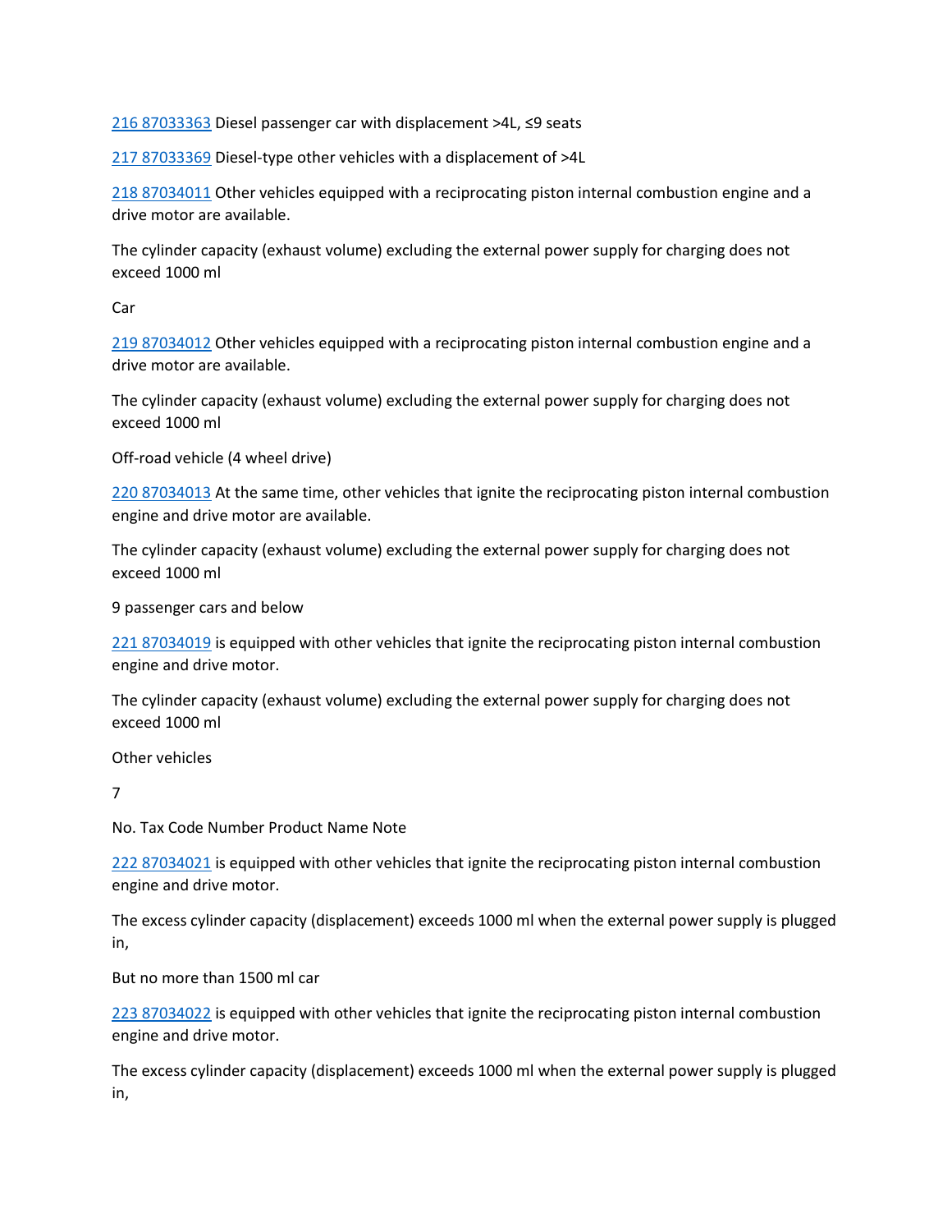[216 87033363](#) Diesel passenger car with displacement >4L, ≤9 seats

[217 87033369](#) Diesel-type other vehicles with a displacement of >4L

[218 87034011](#) Other vehicles equipped with a reciprocating piston internal combustion engine and a drive motor are available.

The cylinder capacity (exhaust volume) excluding the external power supply for charging does not exceed 1000 ml

Car

[219 87034012](#) Other vehicles equipped with a reciprocating piston internal combustion engine and a drive motor are available.

The cylinder capacity (exhaust volume) excluding the external power supply for charging does not exceed 1000 ml

Off-road vehicle (4 wheel drive)

[220 87034013](#) At the same time, other vehicles that ignite the reciprocating piston internal combustion engine and drive motor are available.

The cylinder capacity (exhaust volume) excluding the external power supply for charging does not exceed 1000 ml

9 passenger cars and below

[221 87034019](#) is equipped with other vehicles that ignite the reciprocating piston internal combustion engine and drive motor.

The cylinder capacity (exhaust volume) excluding the external power supply for charging does not exceed 1000 ml

Other vehicles

No. Tax Code Number Product Name Note

[222 87034021](#) is equipped with other vehicles that ignite the reciprocating piston internal combustion engine and drive motor.

The excess cylinder capacity (displacement) exceeds 1000 ml when the external power supply is plugged in,

But no more than 1500 ml car

[223 87034022](#) is equipped with other vehicles that ignite the reciprocating piston internal combustion engine and drive motor.

The excess cylinder capacity (displacement) exceeds 1000 ml when the external power supply is plugged in,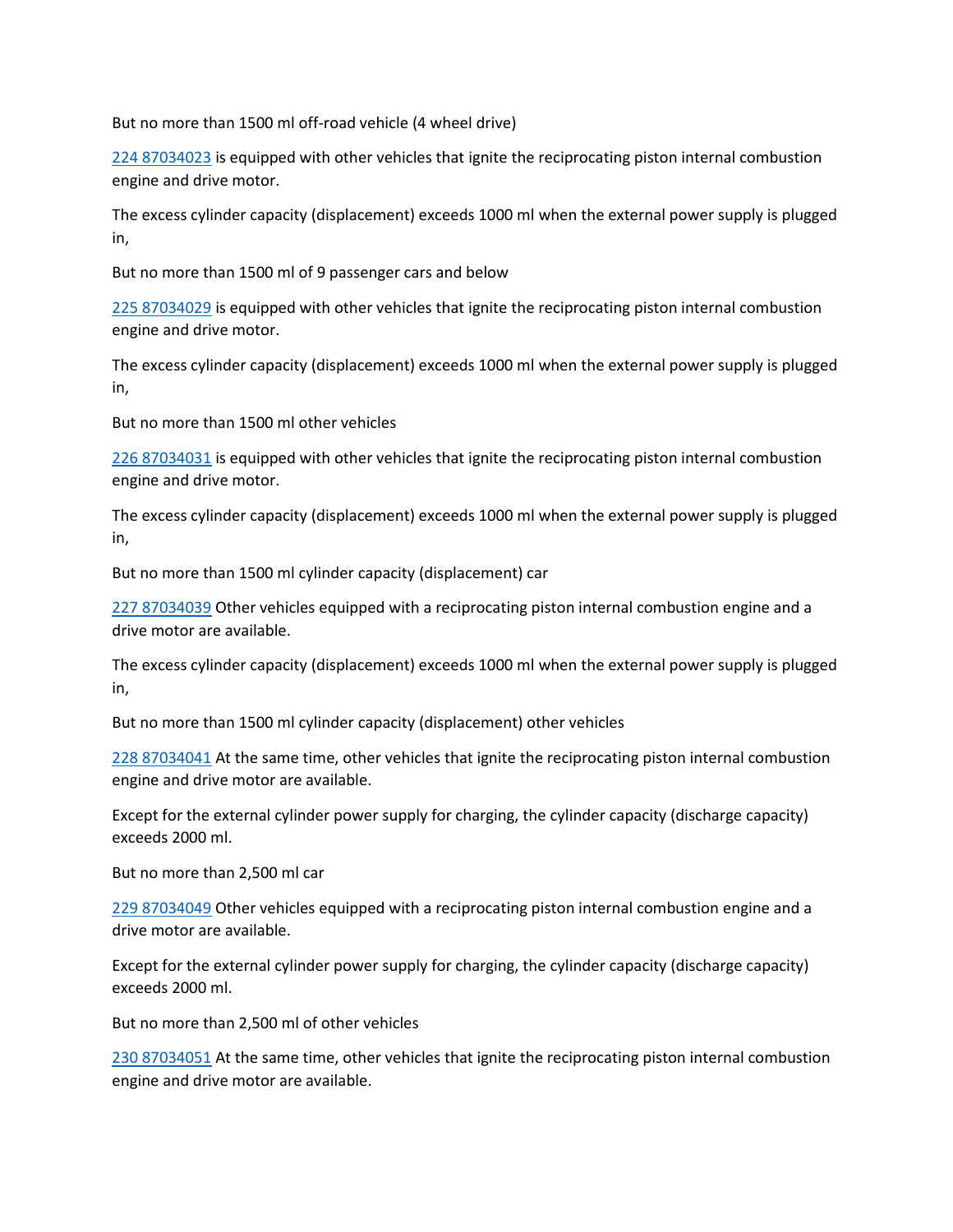But no more than 1500 ml off-road vehicle (4 wheel drive)

224 87034023 is equipped with other vehicles that ignite the reciprocating piston internal combustion engine and drive motor.

The excess cylinder capacity (displacement) exceeds 1000 ml when the external power supply is plugged in,

But no more than 1500 ml of 9 passenger cars and below

225 87034029 is equipped with other vehicles that ignite the reciprocating piston internal combustion engine and drive motor.

The excess cylinder capacity (displacement) exceeds 1000 ml when the external power supply is plugged in,

But no more than 1500 ml other vehicles

226 87034031 is equipped with other vehicles that ignite the reciprocating piston internal combustion engine and drive motor.

The excess cylinder capacity (displacement) exceeds 1000 ml when the external power supply is plugged in,

But no more than 1500 ml cylinder capacity (displacement) car

227 87034039 Other vehicles equipped with a reciprocating piston internal combustion engine and a drive motor are available.

The excess cylinder capacity (displacement) exceeds 1000 ml when the external power supply is plugged in,

But no more than 1500 ml cylinder capacity (displacement) other vehicles

228 87034041 At the same time, other vehicles that ignite the reciprocating piston internal combustion engine and drive motor are available.

Except for the external cylinder power supply for charging, the cylinder capacity (discharge capacity) exceeds 2000 ml.

But no more than 2,500 ml car

229 87034049 Other vehicles equipped with a reciprocating piston internal combustion engine and a drive motor are available.

Except for the external cylinder power supply for charging, the cylinder capacity (discharge capacity) exceeds 2000 ml.

But no more than 2,500 ml of other vehicles

230 87034051 At the same time, other vehicles that ignite the reciprocating piston internal combustion engine and drive motor are available.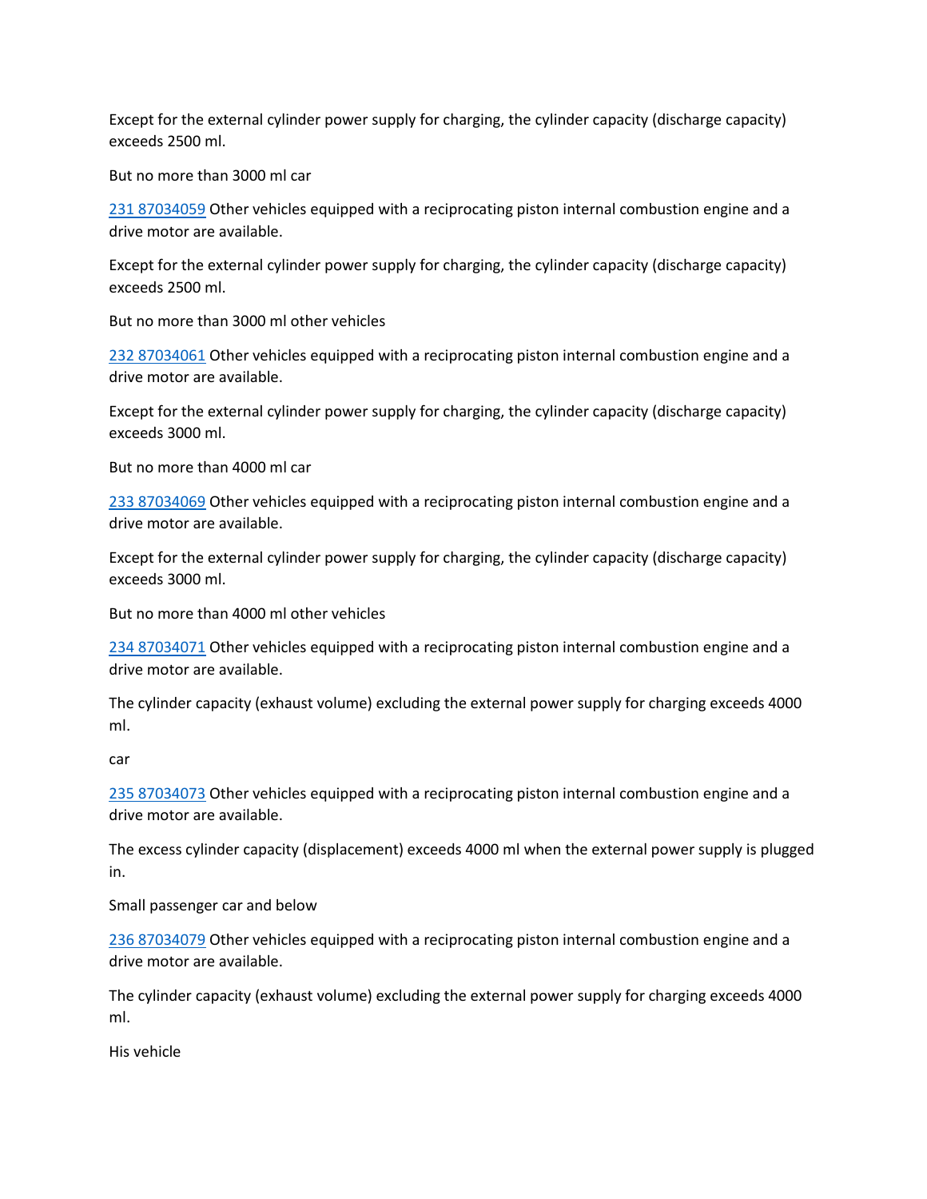Except for the external cylinder power supply for charging, the cylinder capacity (discharge capacity) exceeds 2500 ml.

But no more than 3000 ml car

[231 87034059](#) Other vehicles equipped with a reciprocating piston internal combustion engine and a drive motor are available.

Except for the external cylinder power supply for charging, the cylinder capacity (discharge capacity) exceeds 2500 ml.

But no more than 3000 ml other vehicles

[232 87034061](#) Other vehicles equipped with a reciprocating piston internal combustion engine and a drive motor are available.

Except for the external cylinder power supply for charging, the cylinder capacity (discharge capacity) exceeds 3000 ml.

But no more than 4000 ml car

[233 87034069](#) Other vehicles equipped with a reciprocating piston internal combustion engine and a drive motor are available.

Except for the external cylinder power supply for charging, the cylinder capacity (discharge capacity) exceeds 3000 ml.

But no more than 4000 ml other vehicles

[234 87034071](#) Other vehicles equipped with a reciprocating piston internal combustion engine and a drive motor are available.

The cylinder capacity (exhaust volume) excluding the external power supply for charging exceeds 4000 ml.

car

[235 87034073](#) Other vehicles equipped with a reciprocating piston internal combustion engine and a drive motor are available.

The excess cylinder capacity (displacement) exceeds 4000 ml when the external power supply is plugged in.

Small passenger car and below

[236 87034079](#) Other vehicles equipped with a reciprocating piston internal combustion engine and a drive motor are available.

The cylinder capacity (exhaust volume) excluding the external power supply for charging exceeds 4000 ml.

His vehicle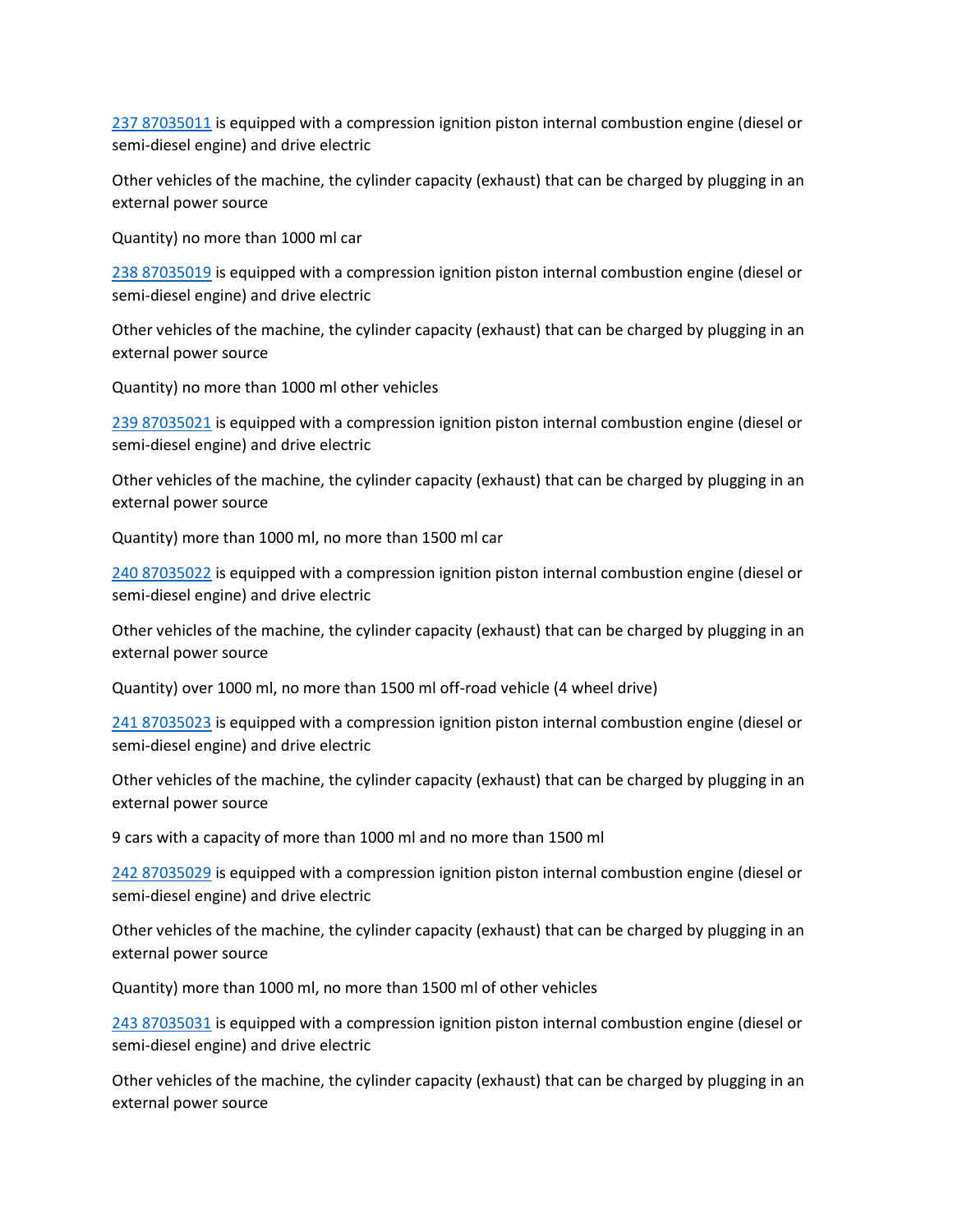[237 87035011](#) is equipped with a compression ignition piston internal combustion engine (diesel or semi-diesel engine) and drive electric

Other vehicles of the machine, the cylinder capacity (exhaust) that can be charged by plugging in an external power source

Quantity) no more than 1000 ml car

[238 87035019](#) is equipped with a compression ignition piston internal combustion engine (diesel or semi-diesel engine) and drive electric

Other vehicles of the machine, the cylinder capacity (exhaust) that can be charged by plugging in an external power source

Quantity) no more than 1000 ml other vehicles

[239 87035021](#) is equipped with a compression ignition piston internal combustion engine (diesel or semi-diesel engine) and drive electric

Other vehicles of the machine, the cylinder capacity (exhaust) that can be charged by plugging in an external power source

Quantity) more than 1000 ml, no more than 1500 ml car

[240 87035022](#) is equipped with a compression ignition piston internal combustion engine (diesel or semi-diesel engine) and drive electric

Other vehicles of the machine, the cylinder capacity (exhaust) that can be charged by plugging in an external power source

Quantity) over 1000 ml, no more than 1500 ml off-road vehicle (4 wheel drive)

[241 87035023](#) is equipped with a compression ignition piston internal combustion engine (diesel or semi-diesel engine) and drive electric

Other vehicles of the machine, the cylinder capacity (exhaust) that can be charged by plugging in an external power source

9 cars with a capacity of more than 1000 ml and no more than 1500 ml

[242 87035029](#) is equipped with a compression ignition piston internal combustion engine (diesel or semi-diesel engine) and drive electric

Other vehicles of the machine, the cylinder capacity (exhaust) that can be charged by plugging in an external power source

Quantity) more than 1000 ml, no more than 1500 ml of other vehicles

[243 87035031](#) is equipped with a compression ignition piston internal combustion engine (diesel or semi-diesel engine) and drive electric

Other vehicles of the machine, the cylinder capacity (exhaust) that can be charged by plugging in an external power source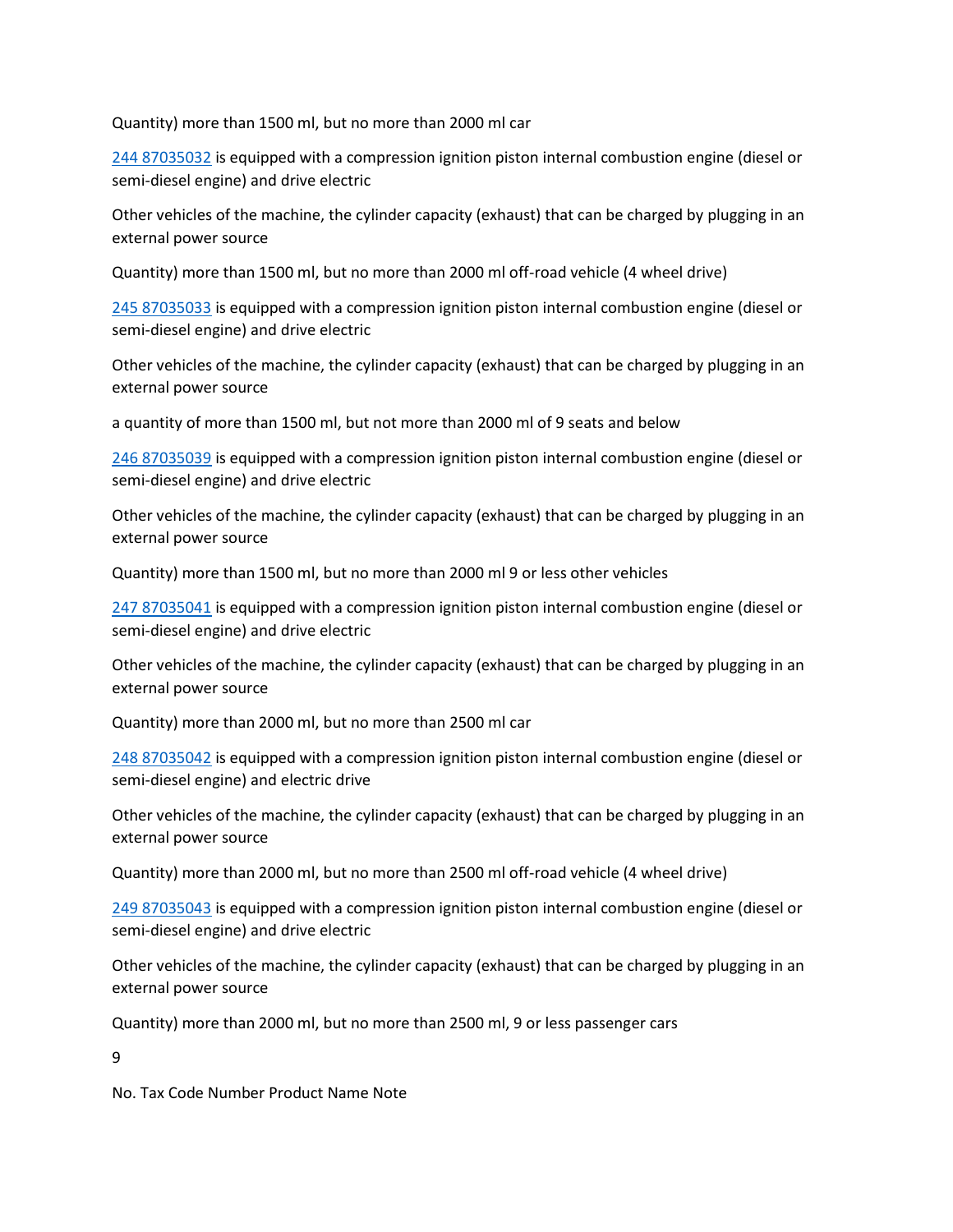Quantity) more than 1500 ml, but no more than 2000 ml car

244 87035032 is equipped with a compression ignition piston internal combustion engine (diesel or semi-diesel engine) and drive electric

Other vehicles of the machine, the cylinder capacity (exhaust) that can be charged by plugging in an external power source

Quantity) more than 1500 ml, but no more than 2000 ml off-road vehicle (4 wheel drive)

245 87035033 is equipped with a compression ignition piston internal combustion engine (diesel or semi-diesel engine) and drive electric

Other vehicles of the machine, the cylinder capacity (exhaust) that can be charged by plugging in an external power source

a quantity of more than 1500 ml, but not more than 2000 ml of 9 seats and below

246 87035039 is equipped with a compression ignition piston internal combustion engine (diesel or semi-diesel engine) and drive electric

Other vehicles of the machine, the cylinder capacity (exhaust) that can be charged by plugging in an external power source

Quantity) more than 1500 ml, but no more than 2000 ml 9 or less other vehicles

247 87035041 is equipped with a compression ignition piston internal combustion engine (diesel or semi-diesel engine) and drive electric

Other vehicles of the machine, the cylinder capacity (exhaust) that can be charged by plugging in an external power source

Quantity) more than 2000 ml, but no more than 2500 ml car

248 87035042 is equipped with a compression ignition piston internal combustion engine (diesel or semi-diesel engine) and electric drive

Other vehicles of the machine, the cylinder capacity (exhaust) that can be charged by plugging in an external power source

Quantity) more than 2000 ml, but no more than 2500 ml off-road vehicle (4 wheel drive)

249 87035043 is equipped with a compression ignition piston internal combustion engine (diesel or semi-diesel engine) and drive electric

Other vehicles of the machine, the cylinder capacity (exhaust) that can be charged by plugging in an external power source

Quantity) more than 2000 ml, but no more than 2500 ml, 9 or less passenger cars

No. Tax Code Number Product Name Note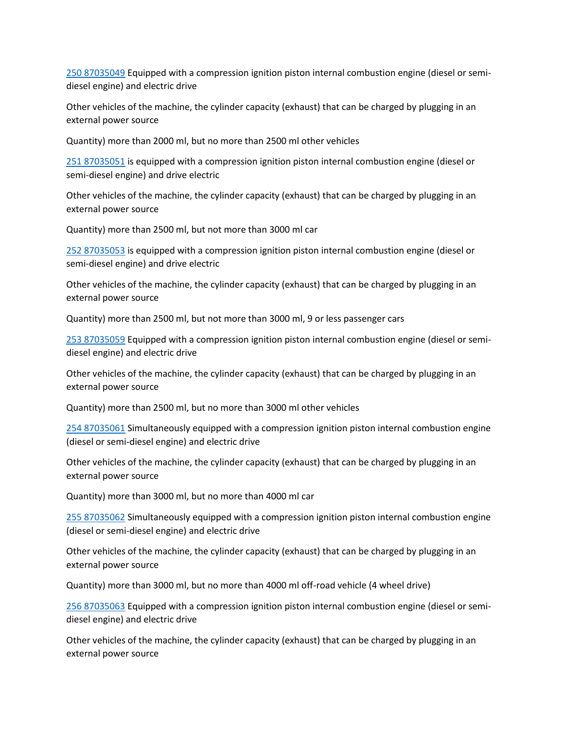[250 87035049](#) Equipped with a compression ignition piston internal combustion engine (diesel or semi-diesel engine) and electric drive

Other vehicles of the machine, the cylinder capacity (exhaust) that can be charged by plugging in an external power source

Quantity) more than 2000 ml, but no more than 2500 ml other vehicles

[251 87035051](#) is equipped with a compression ignition piston internal combustion engine (diesel or semi-diesel engine) and drive electric

Other vehicles of the machine, the cylinder capacity (exhaust) that can be charged by plugging in an external power source

Quantity) more than 2500 ml, but not more than 3000 ml car

[252 87035053](#) is equipped with a compression ignition piston internal combustion engine (diesel or semi-diesel engine) and drive electric

Other vehicles of the machine, the cylinder capacity (exhaust) that can be charged by plugging in an external power source

Quantity) more than 2500 ml, but not more than 3000 ml, 9 or less passenger cars

[253 87035059](#) Equipped with a compression ignition piston internal combustion engine (diesel or semi-diesel engine) and electric drive

Other vehicles of the machine, the cylinder capacity (exhaust) that can be charged by plugging in an external power source

Quantity) more than 2500 ml, but no more than 3000 ml other vehicles

[254 87035061](#) Simultaneously equipped with a compression ignition piston internal combustion engine (diesel or semi-diesel engine) and electric drive

Other vehicles of the machine, the cylinder capacity (exhaust) that can be charged by plugging in an external power source

Quantity) more than 3000 ml, but no more than 4000 ml car

[255 87035062](#) Simultaneously equipped with a compression ignition piston internal combustion engine (diesel or semi-diesel engine) and electric drive

Other vehicles of the machine, the cylinder capacity (exhaust) that can be charged by plugging in an external power source

Quantity) more than 3000 ml, but no more than 4000 ml off-road vehicle (4 wheel drive)

[256 87035063](#) Equipped with a compression ignition piston internal combustion engine (diesel or semi-diesel engine) and electric drive

Other vehicles of the machine, the cylinder capacity (exhaust) that can be charged by plugging in an external power source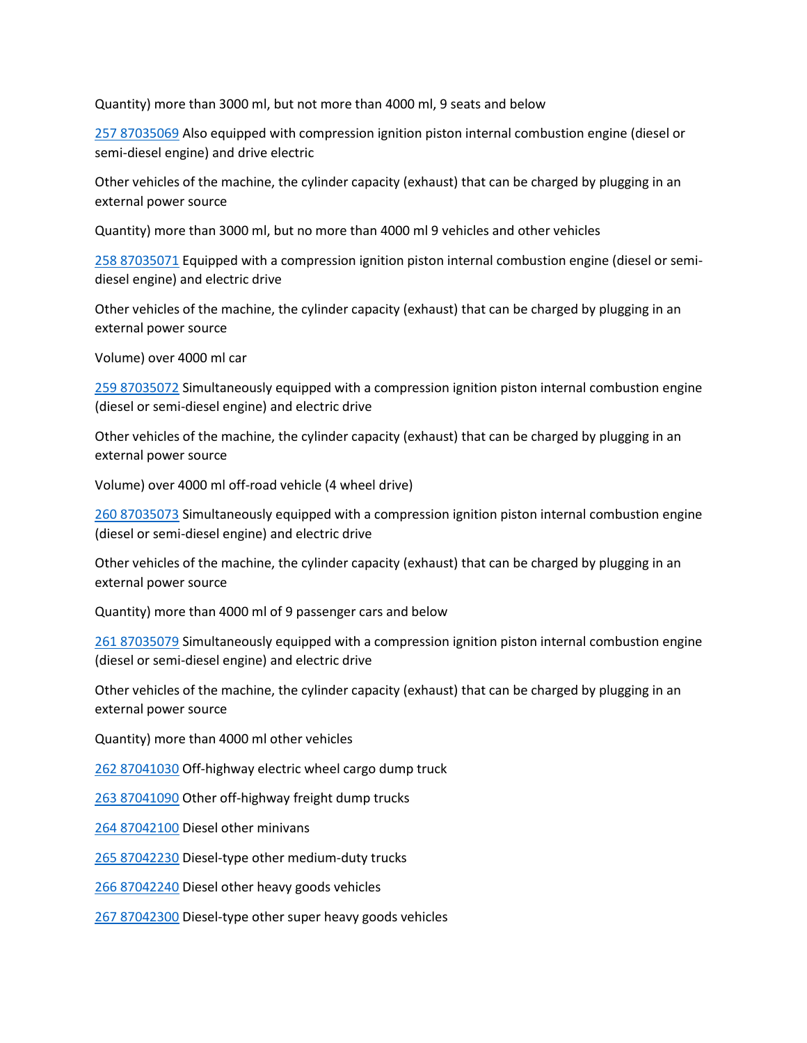Quantity) more than 3000 ml, but not more than 4000 ml, 9 seats and below

257 87035069 Also equipped with compression ignition piston internal combustion engine (diesel or semi-diesel engine) and drive electric

Other vehicles of the machine, the cylinder capacity (exhaust) that can be charged by plugging in an external power source

Quantity) more than 3000 ml, but no more than 4000 ml 9 vehicles and other vehicles

258 87035071 Equipped with a compression ignition piston internal combustion engine (diesel or semi-diesel engine) and electric drive

Other vehicles of the machine, the cylinder capacity (exhaust) that can be charged by plugging in an external power source

Volume) over 4000 ml car

259 87035072 Simultaneously equipped with a compression ignition piston internal combustion engine (diesel or semi-diesel engine) and electric drive

Other vehicles of the machine, the cylinder capacity (exhaust) that can be charged by plugging in an external power source

Volume) over 4000 ml off-road vehicle (4 wheel drive)

260 87035073 Simultaneously equipped with a compression ignition piston internal combustion engine (diesel or semi-diesel engine) and electric drive

Other vehicles of the machine, the cylinder capacity (exhaust) that can be charged by plugging in an external power source

Quantity) more than 4000 ml of 9 passenger cars and below

261 87035079 Simultaneously equipped with a compression ignition piston internal combustion engine (diesel or semi-diesel engine) and electric drive

Other vehicles of the machine, the cylinder capacity (exhaust) that can be charged by plugging in an external power source

Quantity) more than 4000 ml other vehicles

262 87041030 Off-highway electric wheel cargo dump truck

263 87041090 Other off-highway freight dump trucks

264 87042100 Diesel other minivans

265 87042230 Diesel-type other medium-duty trucks

266 87042240 Diesel other heavy goods vehicles

267 87042300 Diesel-type other super heavy goods vehicles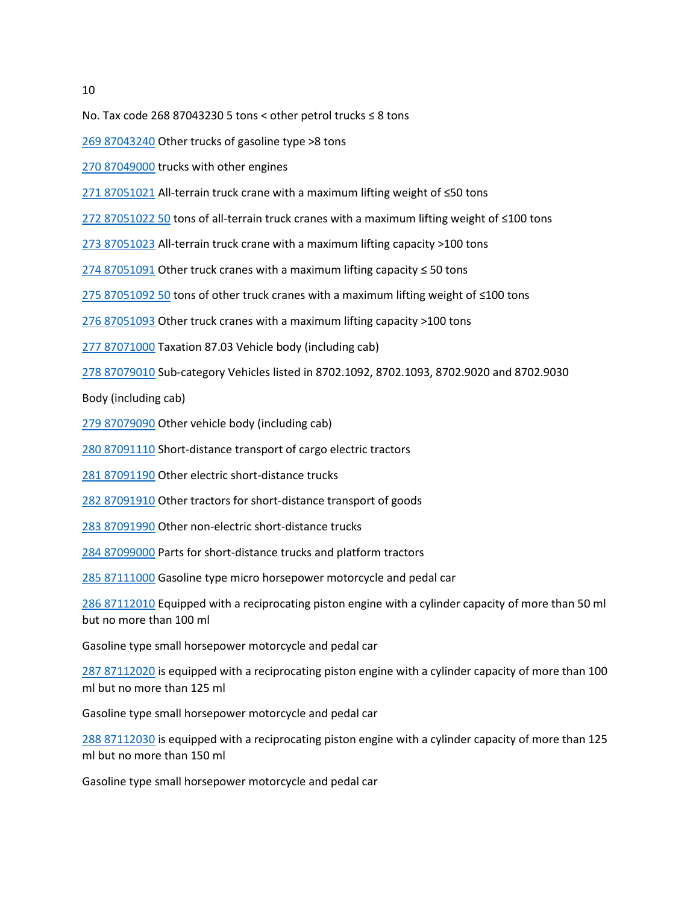No. Tax code 268 87043230 5 tons < other petrol trucks ≤ 8 tons

269 87043240 Other trucks of gasoline type >8 tons

270 87049000 trucks with other engines

271 87051021 All-terrain truck crane with a maximum lifting weight of ≤50 tons

272 87051022 50 tons of all-terrain truck cranes with a maximum lifting weight of ≤100 tons

273 87051023 All-terrain truck crane with a maximum lifting capacity >100 tons

274 87051091 Other truck cranes with a maximum lifting capacity ≤ 50 tons

275 87051092 50 tons of other truck cranes with a maximum lifting weight of ≤100 tons

276 87051093 Other truck cranes with a maximum lifting capacity >100 tons

277 87071000 Taxation 87.03 Vehicle body (including cab)

278 87079010 Sub-category Vehicles listed in 8702.1092, 8702.1093, 8702.9020 and 8702.9030

Body (including cab)

279 87079090 Other vehicle body (including cab)

280 87091110 Short-distance transport of cargo electric tractors

281 87091190 Other electric short-distance trucks

282 87091910 Other tractors for short-distance transport of goods

283 87091990 Other non-electric short-distance trucks

284 87099000 Parts for short-distance trucks and platform tractors

285 87111000 Gasoline type micro horsepower motorcycle and pedal car

286 87112010 Equipped with a reciprocating piston engine with a cylinder capacity of more than 50 ml but no more than 100 ml

Gasoline type small horsepower motorcycle and pedal car

287 87112020 is equipped with a reciprocating piston engine with a cylinder capacity of more than 100 ml but no more than 125 ml

Gasoline type small horsepower motorcycle and pedal car

288 87112030 is equipped with a reciprocating piston engine with a cylinder capacity of more than 125 ml but no more than 150 ml

Gasoline type small horsepower motorcycle and pedal car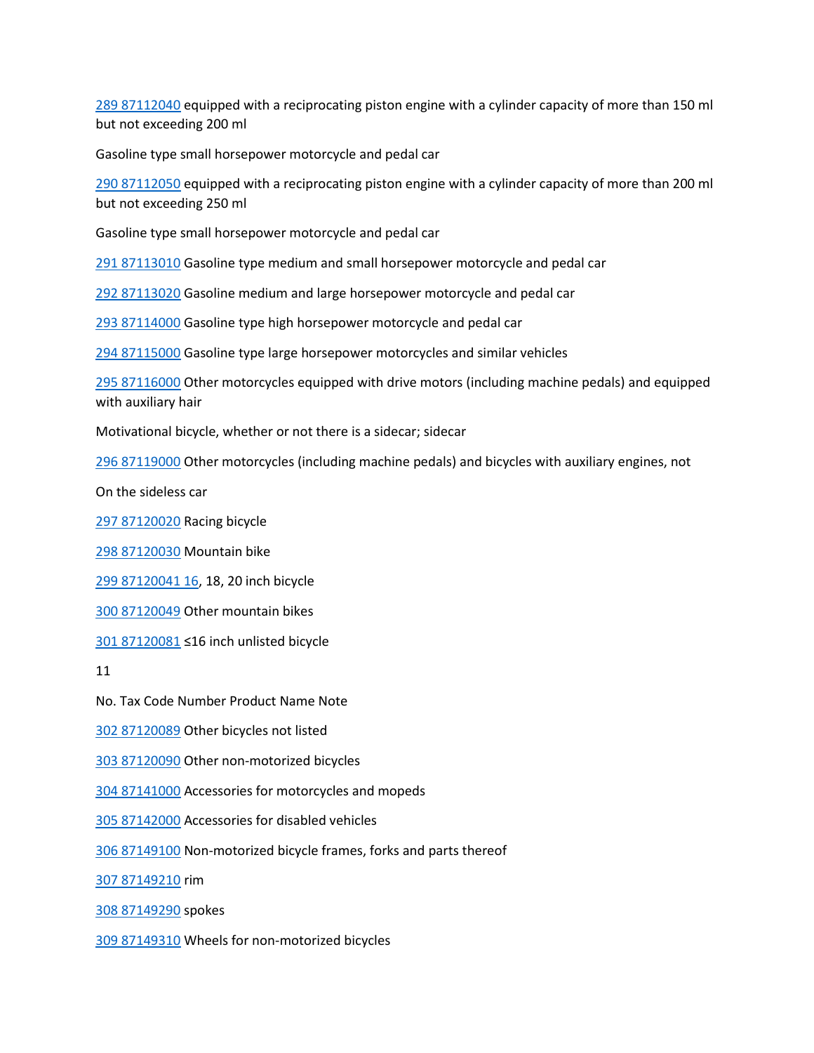289 87112040 equipped with a reciprocating piston engine with a cylinder capacity of more than 150 ml but not exceeding 200 ml

Gasoline type small horsepower motorcycle and pedal car

290 87112050 equipped with a reciprocating piston engine with a cylinder capacity of more than 200 ml but not exceeding 250 ml

Gasoline type small horsepower motorcycle and pedal car

291 87113010 Gasoline type medium and small horsepower motorcycle and pedal car

292 87113020 Gasoline medium and large horsepower motorcycle and pedal car

293 87114000 Gasoline type high horsepower motorcycle and pedal car

294 87115000 Gasoline type large horsepower motorcycles and similar vehicles

295 87116000 Other motorcycles equipped with drive motors (including machine pedals) and equipped with auxiliary hair

Motivational bicycle, whether or not there is a sidecar; sidecar

296 87119000 Other motorcycles (including machine pedals) and bicycles with auxiliary engines, not

On the sideless car

297 87120020 Racing bicycle

298 87120030 Mountain bike

299 87120041 16, 18, 20 inch bicycle

300 87120049 Other mountain bikes

301 87120081 ≤16 inch unlisted bicycle

No. Tax Code Number Product Name Note

302 87120089 Other bicycles not listed

303 87120090 Other non-motorized bicycles

304 87141000 Accessories for motorcycles and mopeds

305 87142000 Accessories for disabled vehicles

306 87149100 Non-motorized bicycle frames, forks and parts thereof

307 87149210 rim

308 87149290 spokes

309 87149310 Wheels for non-motorized bicycles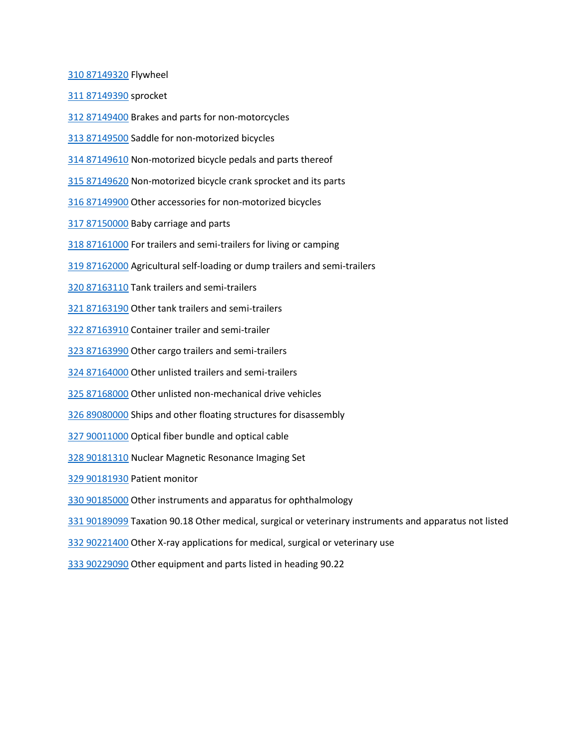310 87149320 Flywheel

311 87149390 sprocket

312 87149400 Brakes and parts for non-motorcycles

313 87149500 Saddle for non-motorized bicycles

314 87149610 Non-motorized bicycle pedals and parts thereof

315 87149620 Non-motorized bicycle crank sprocket and its parts

316 87149900 Other accessories for non-motorized bicycles

317 87150000 Baby carriage and parts

318 87161000 For trailers and semi-trailers for living or camping

319 87162000 Agricultural self-loading or dump trailers and semi-trailers

320 87163110 Tank trailers and semi-trailers

321 87163190 Other tank trailers and semi-trailers

322 87163910 Container trailer and semi-trailer

323 87163990 Other cargo trailers and semi-trailers

324 87164000 Other unlisted trailers and semi-trailers

325 87168000 Other unlisted non-mechanical drive vehicles

326 89080000 Ships and other floating structures for disassembly

327 90011000 Optical fiber bundle and optical cable

328 90181310 Nuclear Magnetic Resonance Imaging Set

329 90181930 Patient monitor

330 90185000 Other instruments and apparatus for ophthalmology

331 90189099 Taxation 90.18 Other medical, surgical or veterinary instruments and apparatus not listed

332 90221400 Other X-ray applications for medical, surgical or veterinary use

333 90229090 Other equipment and parts listed in heading 90.22